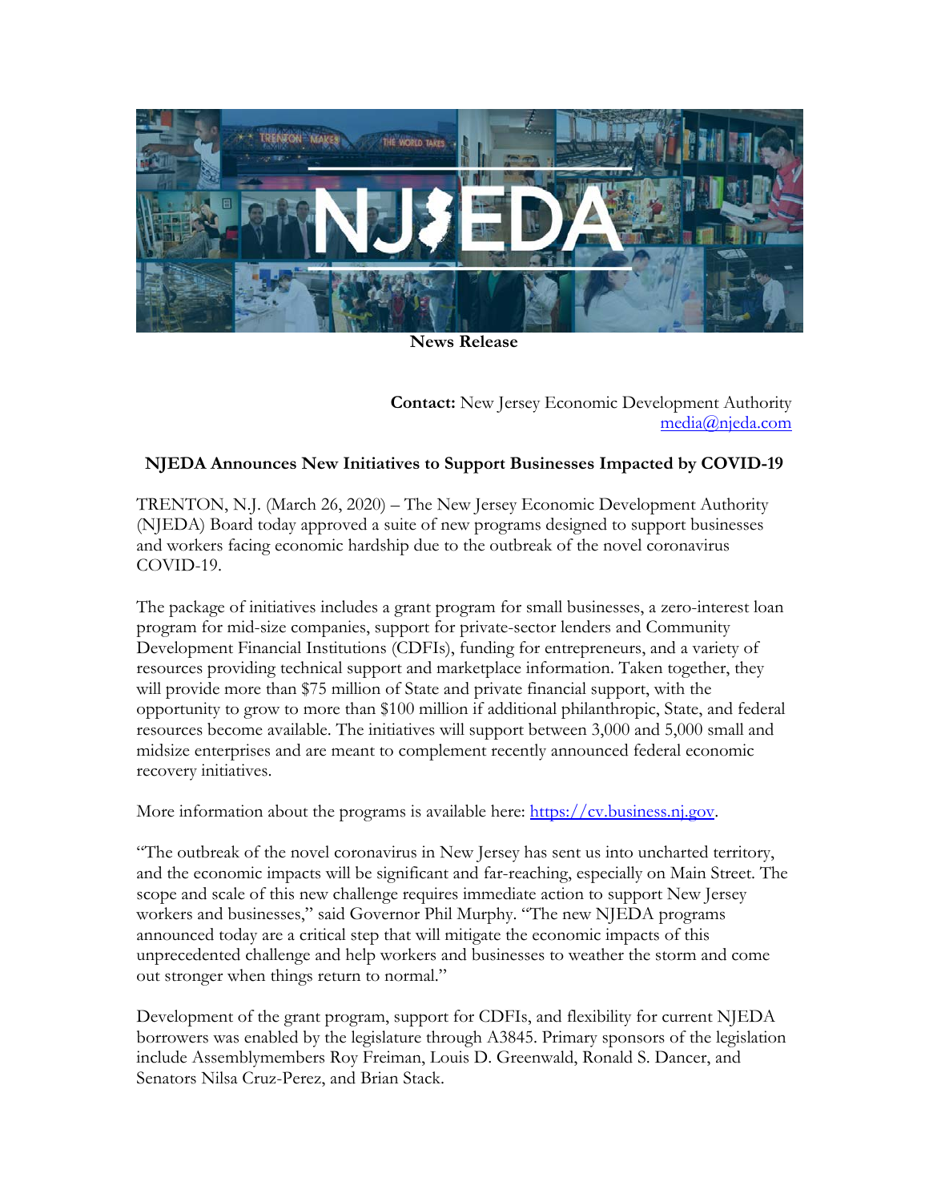**News Release**

**Contact:** New Jersey Economic Development Authority
media@njeda.com

## NJEDA Announces New Initiatives to Support Businesses Impacted by COVID-19

TRENTON, N.J. (March 26, 2020) – The New Jersey Economic Development Authority (NJEDA) Board today approved a suite of new programs designed to support businesses and workers facing economic hardship due to the outbreak of the novel coronavirus COVID-19.

The package of initiatives includes a grant program for small businesses, a zero-interest loan program for mid-size companies, support for private-sector lenders and Community Development Financial Institutions (CDFIs), funding for entrepreneurs, and a variety of resources providing technical support and marketplace information. Taken together, they will provide more than $75 million of State and private financial support, with the opportunity to grow to more than $100 million if additional philanthropic, State, and federal resources become available. The initiatives will support between 3,000 and 5,000 small and midsize enterprises and are meant to complement recently announced federal economic recovery initiatives.

More information about the programs is available here: https://cv.business.nj.gov.

"The outbreak of the novel coronavirus in New Jersey has sent us into uncharted territory, and the economic impacts will be significant and far-reaching, especially on Main Street. The scope and scale of this new challenge requires immediate action to support New Jersey workers and businesses," said Governor Phil Murphy. "The new NJEDA programs announced today are a critical step that will mitigate the economic impacts of this unprecedented challenge and help workers and businesses to weather the storm and come out stronger when things return to normal."

Development of the grant program, support for CDFIs, and flexibility for current NJEDA borrowers was enabled by the legislature through A3845. Primary sponsors of the legislation include Assemblymembers Roy Freiman, Louis D. Greenwald, Ronald S. Dancer, and Senators Nilsa Cruz-Perez, and Brian Stack.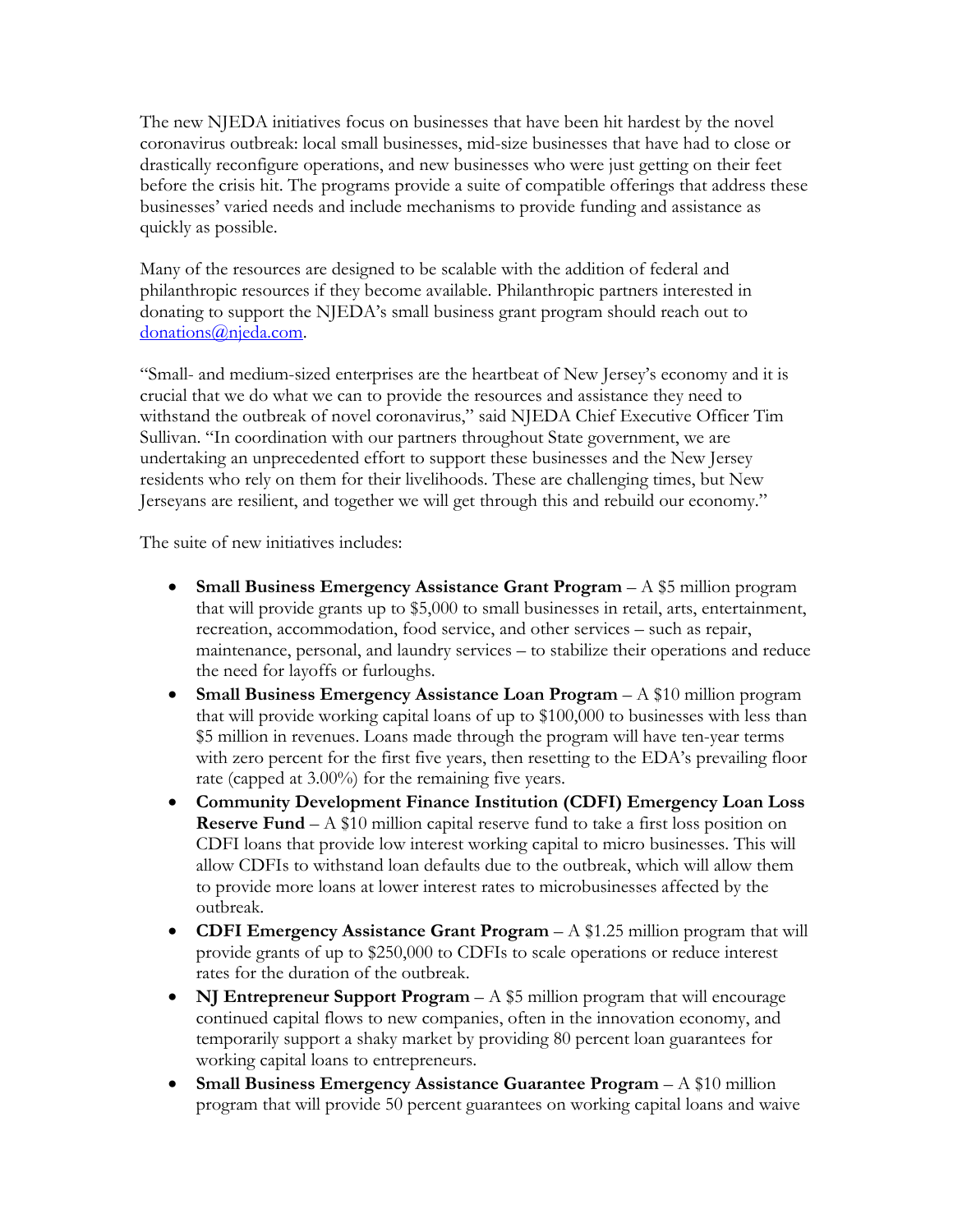The new NJEDA initiatives focus on businesses that have been hit hardest by the novel coronavirus outbreak: local small businesses, mid-size businesses that have had to close or drastically reconfigure operations, and new businesses who were just getting on their feet before the crisis hit. The programs provide a suite of compatible offerings that address these businesses' varied needs and include mechanisms to provide funding and assistance as quickly as possible.

Many of the resources are designed to be scalable with the addition of federal and philanthropic resources if they become available. Philanthropic partners interested in donating to support the NJEDA's small business grant program should reach out to donations@njeda.com.

"Small- and medium-sized enterprises are the heartbeat of New Jersey's economy and it is crucial that we do what we can to provide the resources and assistance they need to withstand the outbreak of novel coronavirus," said NJEDA Chief Executive Officer Tim Sullivan. "In coordination with our partners throughout State government, we are undertaking an unprecedented effort to support these businesses and the New Jersey residents who rely on them for their livelihoods. These are challenging times, but New Jerseyans are resilient, and together we will get through this and rebuild our economy."

The suite of new initiatives includes:

- **Small Business Emergency Assistance Grant Program** – A $5 million program that will provide grants up to $5,000 to small businesses in retail, arts, entertainment, recreation, accommodation, food service, and other services – such as repair, maintenance, personal, and laundry services – to stabilize their operations and reduce the need for layoffs or furloughs.
- **Small Business Emergency Assistance Loan Program** – A $10 million program that will provide working capital loans of up to $100,000 to businesses with less than $5 million in revenues. Loans made through the program will have ten-year terms with zero percent for the first five years, then resetting to the EDA's prevailing floor rate (capped at 3.00%) for the remaining five years.
- **Community Development Finance Institution (CDFI) Emergency Loan Loss Reserve Fund** – A $10 million capital reserve fund to take a first loss position on CDFI loans that provide low interest working capital to micro businesses. This will allow CDFIs to withstand loan defaults due to the outbreak, which will allow them to provide more loans at lower interest rates to microbusinesses affected by the outbreak.
- **CDFI Emergency Assistance Grant Program** – A $1.25 million program that will provide grants of up to $250,000 to CDFIs to scale operations or reduce interest rates for the duration of the outbreak.
- **NJ Entrepreneur Support Program** – A $5 million program that will encourage continued capital flows to new companies, often in the innovation economy, and temporarily support a shaky market by providing 80 percent loan guarantees for working capital loans to entrepreneurs.
- **Small Business Emergency Assistance Guarantee Program** – A $10 million program that will provide 50 percent guarantees on working capital loans and waive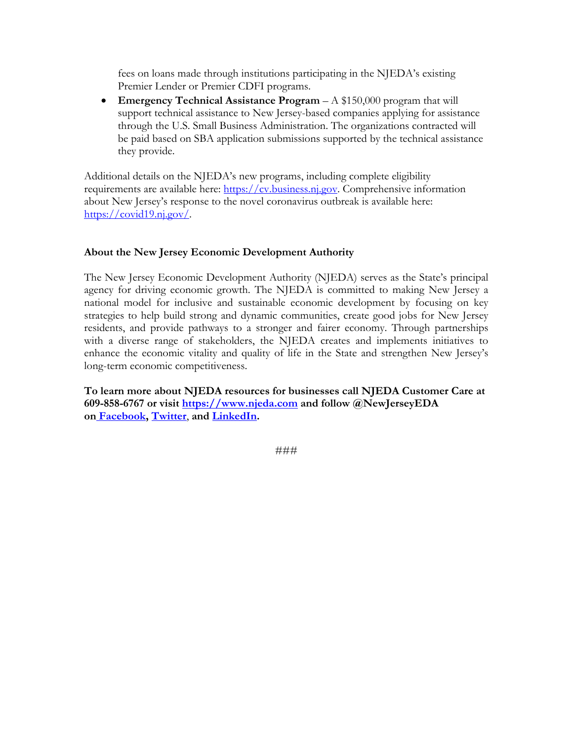fees on loans made through institutions participating in the NJEDA's existing Premier Lender or Premier CDFI programs.

- **Emergency Technical Assistance Program** – A $150,000 program that will support technical assistance to New Jersey-based companies applying for assistance through the U.S. Small Business Administration. The organizations contracted will be paid based on SBA application submissions supported by the technical assistance they provide.

Additional details on the NJEDA's new programs, including complete eligibility requirements are available here: https://cv.business.nj.gov. Comprehensive information about New Jersey's response to the novel coronavirus outbreak is available here: https://covid19.nj.gov/.

**About the New Jersey Economic Development Authority**

The New Jersey Economic Development Authority (NJEDA) serves as the State's principal agency for driving economic growth. The NJEDA is committed to making New Jersey a national model for inclusive and sustainable economic development by focusing on key strategies to help build strong and dynamic communities, create good jobs for New Jersey residents, and provide pathways to a stronger and fairer economy. Through partnerships with a diverse range of stakeholders, the NJEDA creates and implements initiatives to enhance the economic vitality and quality of life in the State and strengthen New Jersey's long-term economic competitiveness.

**To learn more about NJEDA resources for businesses call NJEDA Customer Care at 609-858-6767 or visit https://www.njeda.com and follow @NewJerseyEDA on Facebook, Twitter, and LinkedIn.**

###